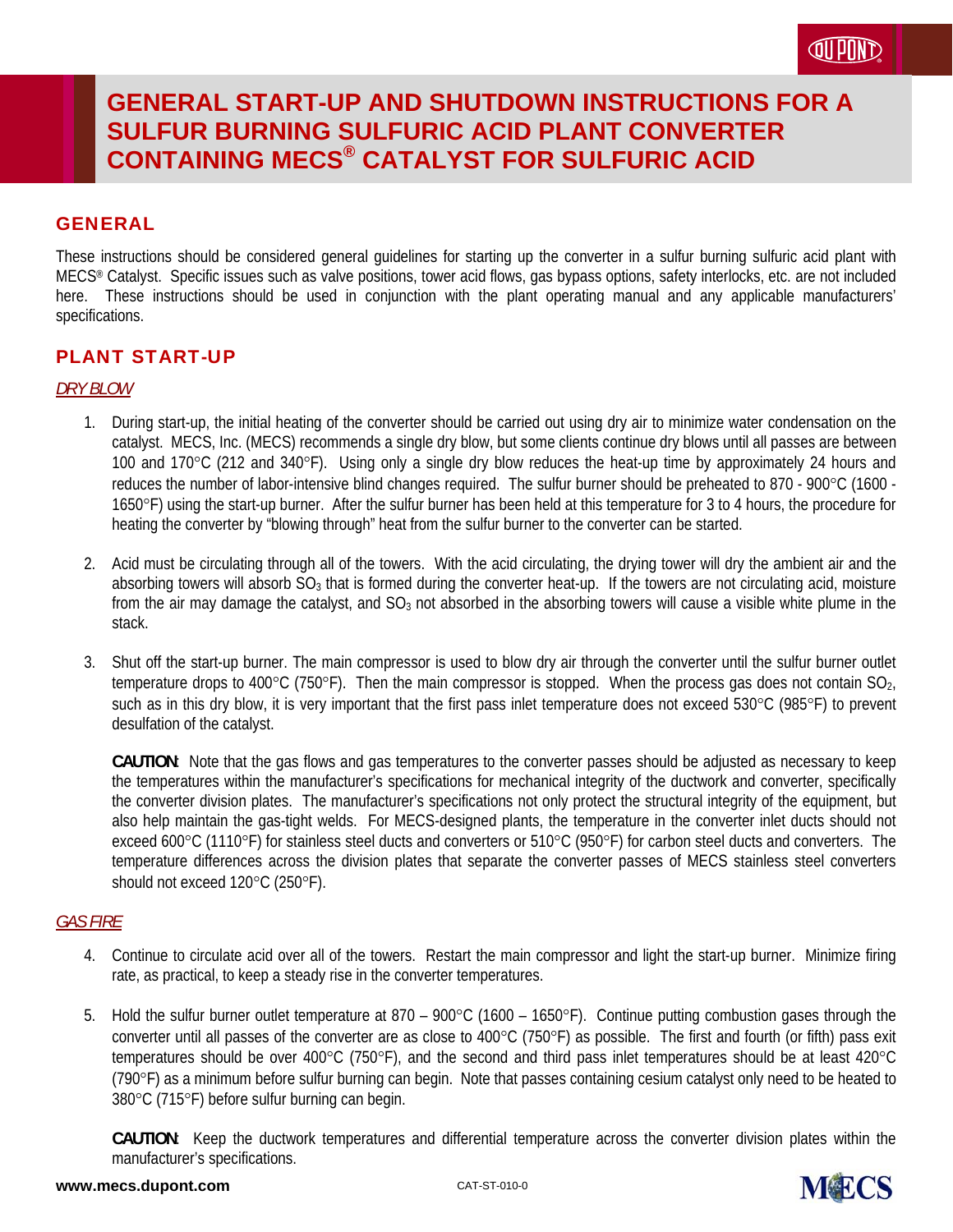# GENERAL START-UP AND SHUTDOWN INSTRUCTIONS FOR A SULFUR BURNING SULFURIC ACID PLANT CONVERTER CONTAINING MECS® CATALYST FOR SULFURIC ACID

## GENERAL

These instructions should be considered general guidelines for starting up the converter in a sulfur burning sulfuric acid plant with MECS® Catalyst. Specific issues such as valve positions, tower acid flows, gas bypass options, safety interlocks, etc. are not included here. These instructions should be used in conjunction with the plant operating manual and any applicable manufacturers' specifications.

## PLANT START-UP

### *DRY BLOW*

1. During start-up, the initial heating of the converter should be carried out using dry air to minimize water condensation on the catalyst. MECS, Inc. (MECS) recommends a single dry blow, but some clients continue dry blows until all passes are between 100 and 170°C (212 and 340°F). Using only a single dry blow reduces the heat-up time by approximately 24 hours and reduces the number of labor-intensive blind changes required. The sulfur burner should be preheated to 870 - 900°C (1600 - 1650°F) using the start-up burner. After the sulfur burner has been held at this temperature for 3 to 4 hours, the procedure for heating the converter by "blowing through" heat from the sulfur burner to the converter can be started.

2. Acid must be circulating through all of the towers. With the acid circulating, the drying tower will dry the ambient air and the absorbing towers will absorb $SO_3$ that is formed during the converter heat-up. If the towers are not circulating acid, moisture from the air may damage the catalyst, and $SO_3$ not absorbed in the absorbing towers will cause a visible white plume in the stack.

3. Shut off the start-up burner. The main compressor is used to blow dry air through the converter until the sulfur burner outlet temperature drops to 400°C (750°F). Then the main compressor is stopped. When the process gas does not contain $SO_2$, such as in this dry blow, it is very important that the first pass inlet temperature does not exceed 530°C (985°F) to prevent desulfation of the catalyst.

   **CAUTION**: Note that the gas flows and gas temperatures to the converter passes should be adjusted as necessary to keep the temperatures within the manufacturer's specifications for mechanical integrity of the ductwork and converter, specifically the converter division plates. The manufacturer's specifications not only protect the structural integrity of the equipment, but also help maintain the gas-tight welds. For MECS-designed plants, the temperature in the converter inlet ducts should not exceed 600°C (1110°F) for stainless steel ducts and converters or 510°C (950°F) for carbon steel ducts and converters. The temperature differences across the division plates that separate the converter passes of MECS stainless steel converters should not exceed 120°C (250°F).

### *GAS FIRE*

4. Continue to circulate acid over all of the towers. Restart the main compressor and light the start-up burner. Minimize firing rate, as practical, to keep a steady rise in the converter temperatures.

5. Hold the sulfur burner outlet temperature at 870 – 900°C (1600 – 1650°F). Continue putting combustion gases through the converter until all passes of the converter are as close to 400°C (750°F) as possible. The first and fourth (or fifth) pass exit temperatures should be over 400°C (750°F), and the second and third pass inlet temperatures should be at least 420°C (790°F) as a minimum before sulfur burning can begin. Note that passes containing cesium catalyst only need to be heated to 380°C (715°F) before sulfur burning can begin.

   **CAUTION**: Keep the ductwork temperatures and differential temperature across the converter division plates within the manufacturer's specifications.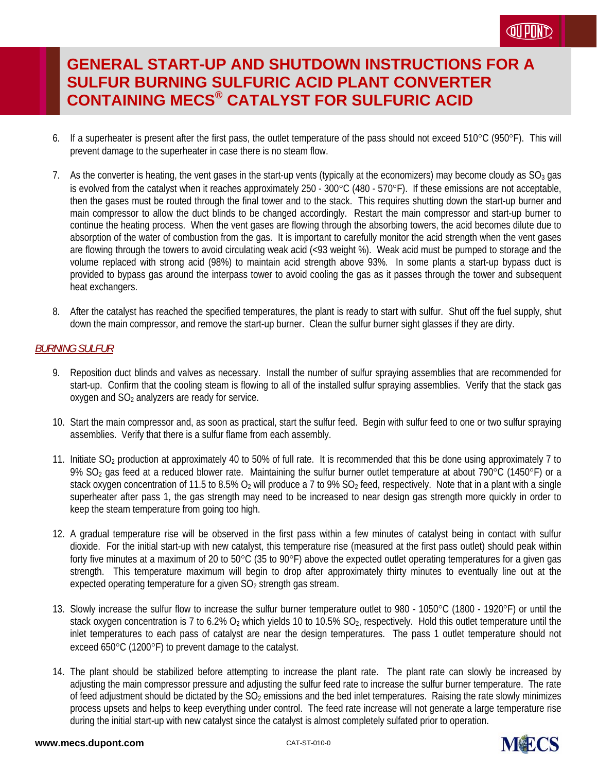6. If a superheater is present after the first pass, the outlet temperature of the pass should not exceed 510°C (950°F). This will prevent damage to the superheater in case there is no steam flow.

7. As the converter is heating, the vent gases in the start-up vents (typically at the economizers) may become cloudy as $SO_3$ gas is evolved from the catalyst when it reaches approximately 250 - 300°C (480 - 570°F). If these emissions are not acceptable, then the gases must be routed through the final tower and to the stack. This requires shutting down the start-up burner and main compressor to allow the duct blinds to be changed accordingly. Restart the main compressor and start-up burner to continue the heating process. When the vent gases are flowing through the absorbing towers, the acid becomes dilute due to absorption of the water of combustion from the gas. It is important to carefully monitor the acid strength when the vent gases are flowing through the towers to avoid circulating weak acid (<93 weight %). Weak acid must be pumped to storage and the volume replaced with strong acid (98%) to maintain acid strength above 93%. In some plants a start-up bypass duct is provided to bypass gas around the interpass tower to avoid cooling the gas as it passes through the tower and subsequent heat exchangers.

8. After the catalyst has reached the specified temperatures, the plant is ready to start with sulfur. Shut off the fuel supply, shut down the main compressor, and remove the start-up burner. Clean the sulfur burner sight glasses if they are dirty.

*BURNING SULFUR*

9. Reposition duct blinds and valves as necessary. Install the number of sulfur spraying assemblies that are recommended for start-up. Confirm that the cooling steam is flowing to all of the installed sulfur spraying assemblies. Verify that the stack gas oxygen and $SO_2$ analyzers are ready for service.

10. Start the main compressor and, as soon as practical, start the sulfur feed. Begin with sulfur feed to one or two sulfur spraying assemblies. Verify that there is a sulfur flame from each assembly.

11. Initiate $SO_2$ production at approximately 40 to 50% of full rate. It is recommended that this be done using approximately 7 to 9% $SO_2$ gas feed at a reduced blower rate. Maintaining the sulfur burner outlet temperature at about 790°C (1450°F) or a stack oxygen concentration of 11.5 to 8.5% $O_2$ will produce a 7 to 9% $SO_2$ feed, respectively. Note that in a plant with a single superheater after pass 1, the gas strength may need to be increased to near design gas strength more quickly in order to keep the steam temperature from going too high.

12. A gradual temperature rise will be observed in the first pass within a few minutes of catalyst being in contact with sulfur dioxide. For the initial start-up with new catalyst, this temperature rise (measured at the first pass outlet) should peak within forty five minutes at a maximum of 20 to 50°C (35 to 90°F) above the expected outlet operating temperatures for a given gas strength. This temperature maximum will begin to drop after approximately thirty minutes to eventually line out at the expected operating temperature for a given $SO_2$ strength gas stream.

13. Slowly increase the sulfur flow to increase the sulfur burner temperature outlet to 980 - 1050°C (1800 - 1920°F) or until the stack oxygen concentration is 7 to 6.2% $O_2$ which yields 10 to 10.5% $SO_2$, respectively. Hold this outlet temperature until the inlet temperatures to each pass of catalyst are near the design temperatures. The pass 1 outlet temperature should not exceed 650°C (1200°F) to prevent damage to the catalyst.

14. The plant should be stabilized before attempting to increase the plant rate. The plant rate can slowly be increased by adjusting the main compressor pressure and adjusting the sulfur feed rate to increase the sulfur burner temperature. The rate of feed adjustment should be dictated by the $SO_2$ emissions and the bed inlet temperatures. Raising the rate slowly minimizes process upsets and helps to keep everything under control. The feed rate increase will not generate a large temperature rise during the initial start-up with new catalyst since the catalyst is almost completely sulfated prior to operation.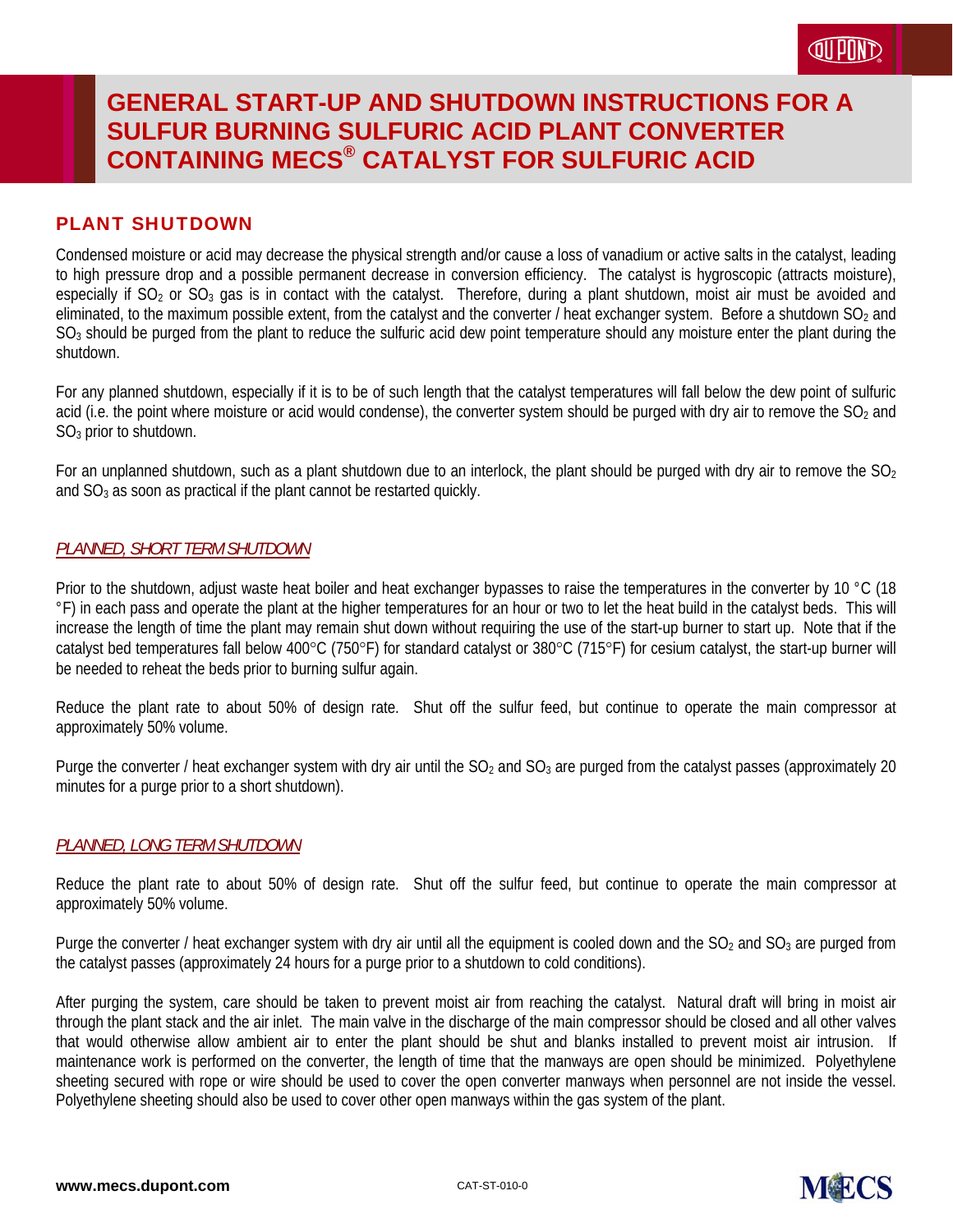# GENERAL START-UP AND SHUTDOWN INSTRUCTIONS FOR A SULFUR BURNING SULFURIC ACID PLANT CONVERTER CONTAINING MECS® CATALYST FOR SULFURIC ACID

## PLANT SHUTDOWN

Condensed moisture or acid may decrease the physical strength and/or cause a loss of vanadium or active salts in the catalyst, leading to high pressure drop and a possible permanent decrease in conversion efficiency. The catalyst is hygroscopic (attracts moisture), especially if $SO_2$ or $SO_3$ gas is in contact with the catalyst. Therefore, during a plant shutdown, moist air must be avoided and eliminated, to the maximum possible extent, from the catalyst and the converter / heat exchanger system. Before a shutdown $SO_2$ and $SO_3$ should be purged from the plant to reduce the sulfuric acid dew point temperature should any moisture enter the plant during the shutdown.

For any planned shutdown, especially if it is to be of such length that the catalyst temperatures will fall below the dew point of sulfuric acid (i.e. the point where moisture or acid would condense), the converter system should be purged with dry air to remove the $SO_2$ and $SO_3$ prior to shutdown.

For an unplanned shutdown, such as a plant shutdown due to an interlock, the plant should be purged with dry air to remove the $SO_2$ and $SO_3$ as soon as practical if the plant cannot be restarted quickly.

### *PLANNED, SHORT TERM SHUTDOWN*

Prior to the shutdown, adjust waste heat boiler and heat exchanger bypasses to raise the temperatures in the converter by 10 °C (18 °F) in each pass and operate the plant at the higher temperatures for an hour or two to let the heat build in the catalyst beds. This will increase the length of time the plant may remain shut down without requiring the use of the start-up burner to start up. Note that if the catalyst bed temperatures fall below 400°C (750°F) for standard catalyst or 380°C (715°F) for cesium catalyst, the start-up burner will be needed to reheat the beds prior to burning sulfur again.

Reduce the plant rate to about 50% of design rate. Shut off the sulfur feed, but continue to operate the main compressor at approximately 50% volume.

Purge the converter / heat exchanger system with dry air until the $SO_2$ and $SO_3$ are purged from the catalyst passes (approximately 20 minutes for a purge prior to a short shutdown).

### *PLANNED, LONG TERM SHUTDOWN*

Reduce the plant rate to about 50% of design rate. Shut off the sulfur feed, but continue to operate the main compressor at approximately 50% volume.

Purge the converter / heat exchanger system with dry air until all the equipment is cooled down and the $SO_2$ and $SO_3$ are purged from the catalyst passes (approximately 24 hours for a purge prior to a shutdown to cold conditions).

After purging the system, care should be taken to prevent moist air from reaching the catalyst. Natural draft will bring in moist air through the plant stack and the air inlet. The main valve in the discharge of the main compressor should be closed and all other valves that would otherwise allow ambient air to enter the plant should be shut and blanks installed to prevent moist air intrusion. If maintenance work is performed on the converter, the length of time that the manways are open should be minimized. Polyethylene sheeting secured with rope or wire should be used to cover the open converter manways when personnel are not inside the vessel. Polyethylene sheeting should also be used to cover other open manways within the gas system of the plant.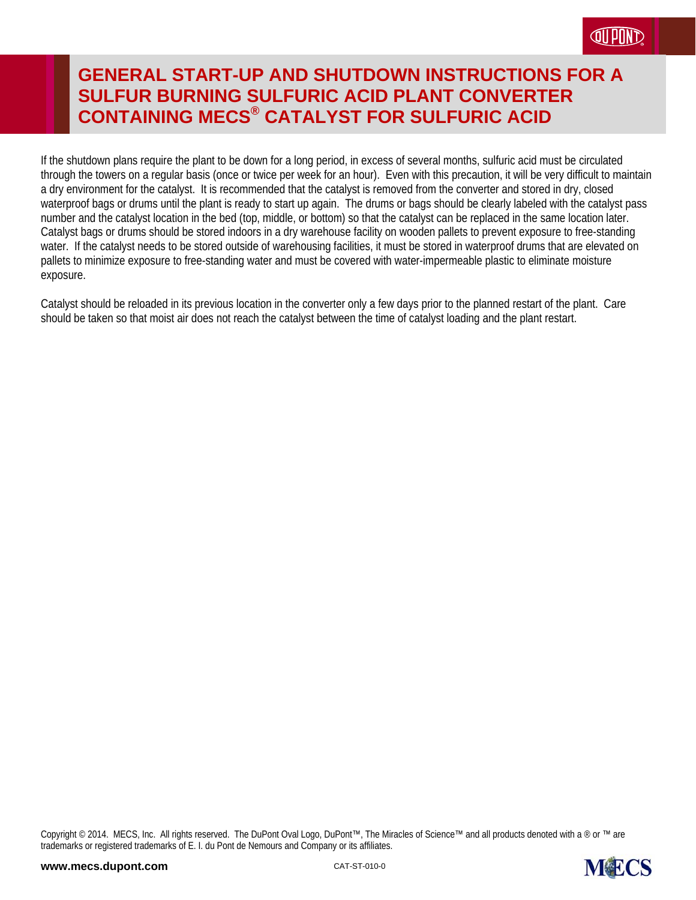If the shutdown plans require the plant to be down for a long period, in excess of several months, sulfuric acid must be circulated through the towers on a regular basis (once or twice per week for an hour). Even with this precaution, it will be very difficult to maintain a dry environment for the catalyst. It is recommended that the catalyst is removed from the converter and stored in dry, closed waterproof bags or drums until the plant is ready to start up again. The drums or bags should be clearly labeled with the catalyst pass number and the catalyst location in the bed (top, middle, or bottom) so that the catalyst can be replaced in the same location later. Catalyst bags or drums should be stored indoors in a dry warehouse facility on wooden pallets to prevent exposure to free-standing water. If the catalyst needs to be stored outside of warehousing facilities, it must be stored in waterproof drums that are elevated on pallets to minimize exposure to free-standing water and must be covered with water-impermeable plastic to eliminate moisture exposure.

Catalyst should be reloaded in its previous location in the converter only a few days prior to the planned restart of the plant. Care should be taken so that moist air does not reach the catalyst between the time of catalyst loading and the plant restart.